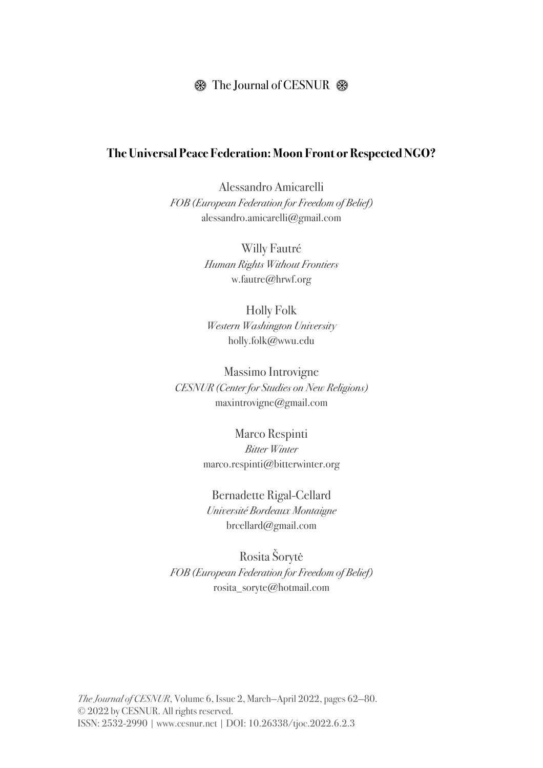# The Universal Peace Federation: Moon Front or Respected NGO?

Alessandro Amicarelli
*FOB (European Federation for Freedom of Belief)*
alessandro.amicarelli@gmail.com

Willy Fautré
*Human Rights Without Frontiers*
w.fautre@hrwf.org

Holly Folk
*Western Washington University*
holly.folk@wwu.edu

Massimo Introvigne
*CESNUR (Center for Studies on New Religions)*
maxintrovigne@gmail.com

Marco Respinti
*Bitter Winter*
marco.respinti@bitterwinter.org

Bernadette Rigal-Cellard
*Université Bordeaux Montaigne*
brcellard@gmail.com

Rosita Šorytė
*FOB (European Federation for Freedom of Belief)*
rosita_soryte@hotmail.com

*The Journal of CESNUR*, Volume 6, Issue 2, March—April 2022, pages 62—80.
© 2022 by CESNUR. All rights reserved.
ISSN: 2532-2990 | www.cesnur.net | DOI: 10.26338/tjoc.2022.6.2.3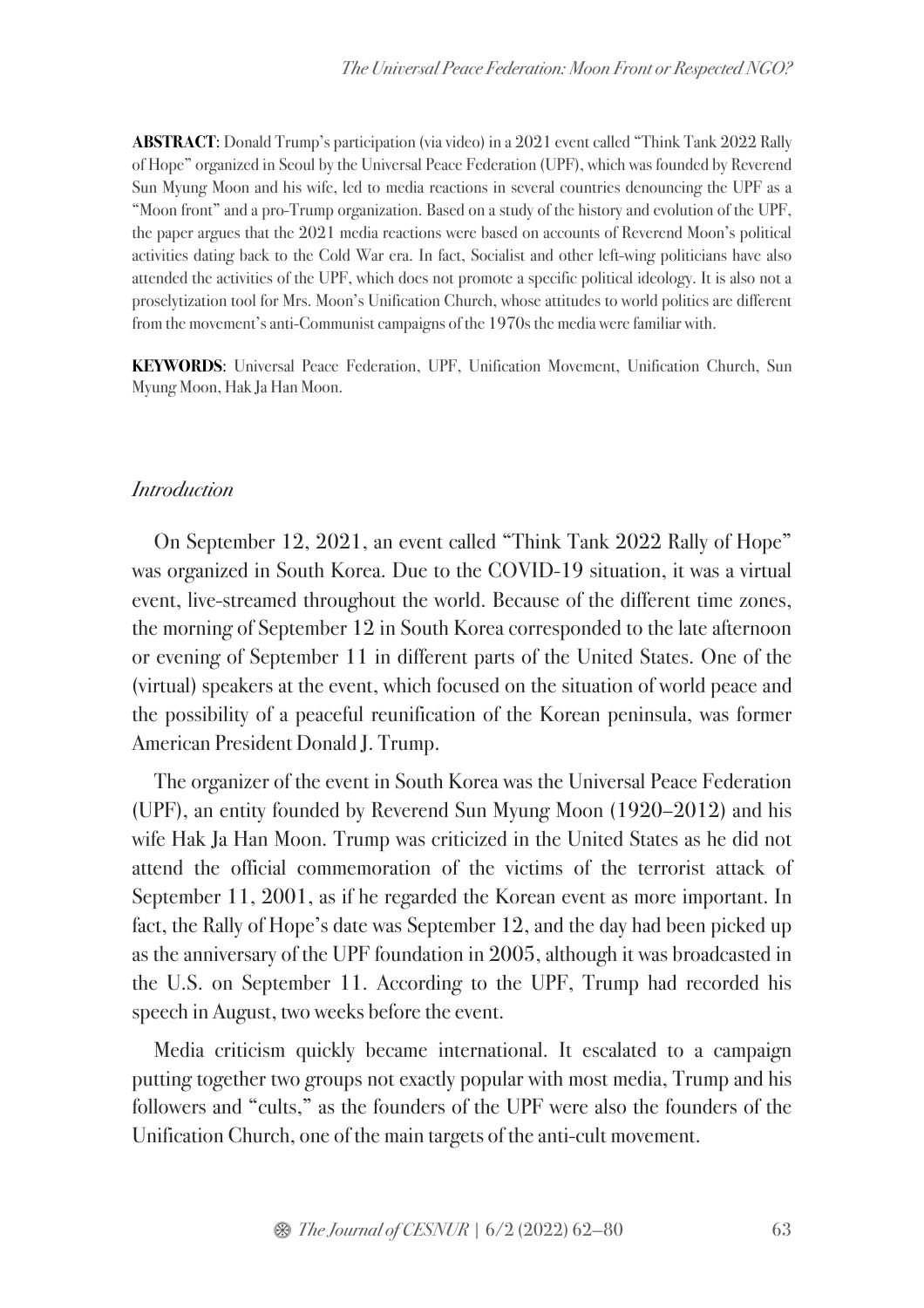**ABSTRACT**: Donald Trump's participation (via video) in a 2021 event called "Think Tank 2022 Rally of Hope" organized in Seoul by the Universal Peace Federation (UPF), which was founded by Reverend Sun Myung Moon and his wife, led to media reactions in several countries denouncing the UPF as a "Moon front" and a pro-Trump organization. Based on a study of the history and evolution of the UPF, the paper argues that the 2021 media reactions were based on accounts of Reverend Moon's political activities dating back to the Cold War era. In fact, Socialist and other left-wing politicians have also attended the activities of the UPF, which does not promote a specific political ideology. It is also not a proselytization tool for Mrs. Moon's Unification Church, whose attitudes to world politics are different from the movement's anti-Communist campaigns of the 1970s the media were familiar with.

**KEYWORDS**: Universal Peace Federation, UPF, Unification Movement, Unification Church, Sun Myung Moon, Hak Ja Han Moon.

## *Introduction*

On September 12, 2021, an event called "Think Tank 2022 Rally of Hope" was organized in South Korea. Due to the COVID-19 situation, it was a virtual event, live-streamed throughout the world. Because of the different time zones, the morning of September 12 in South Korea corresponded to the late afternoon or evening of September 11 in different parts of the United States. One of the (virtual) speakers at the event, which focused on the situation of world peace and the possibility of a peaceful reunification of the Korean peninsula, was former American President Donald J. Trump.

The organizer of the event in South Korea was the Universal Peace Federation (UPF), an entity founded by Reverend Sun Myung Moon (1920–2012) and his wife Hak Ja Han Moon. Trump was criticized in the United States as he did not attend the official commemoration of the victims of the terrorist attack of September 11, 2001, as if he regarded the Korean event as more important. In fact, the Rally of Hope's date was September 12, and the day had been picked up as the anniversary of the UPF foundation in 2005, although it was broadcasted in the U.S. on September 11. According to the UPF, Trump had recorded his speech in August, two weeks before the event.

Media criticism quickly became international. It escalated to a campaign putting together two groups not exactly popular with most media, Trump and his followers and "cults," as the founders of the UPF were also the founders of the Unification Church, one of the main targets of the anti-cult movement.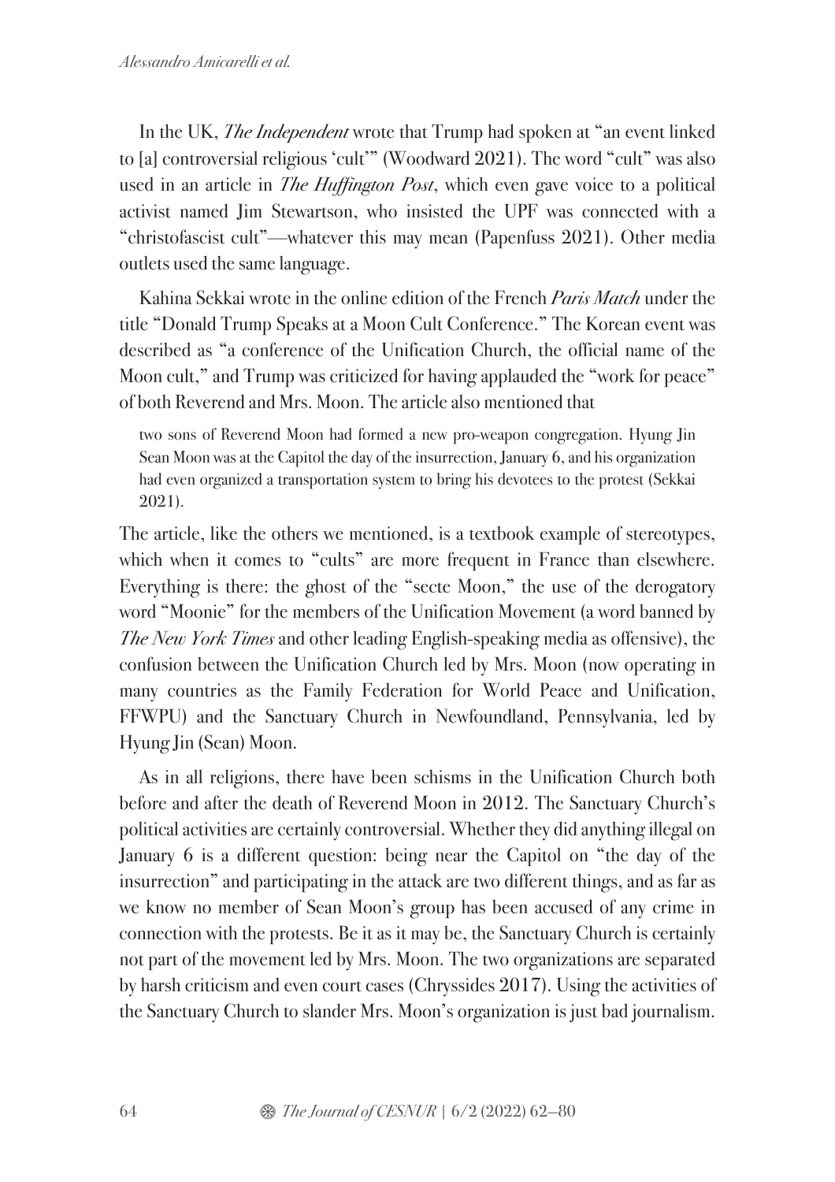In the UK, *The Independent* wrote that Trump had spoken at "an event linked to [a] controversial religious 'cult'" (Woodward 2021). The word "cult" was also used in an article in *The Huffington Post*, which even gave voice to a political activist named Jim Stewartson, who insisted the UPF was connected with a "christofascist cult"—whatever this may mean (Papenfuss 2021). Other media outlets used the same language.

Kahina Sekkai wrote in the online edition of the French *Paris Match* under the title "Donald Trump Speaks at a Moon Cult Conference." The Korean event was described as "a conference of the Unification Church, the official name of the Moon cult," and Trump was criticized for having applauded the "work for peace" of both Reverend and Mrs. Moon. The article also mentioned that

> two sons of Reverend Moon had formed a new pro-weapon congregation. Hyung Jin Sean Moon was at the Capitol the day of the insurrection, January 6, and his organization had even organized a transportation system to bring his devotees to the protest (Sekkai 2021).

The article, like the others we mentioned, is a textbook example of stereotypes, which when it comes to "cults" are more frequent in France than elsewhere. Everything is there: the ghost of the "secte Moon," the use of the derogatory word "Moonie" for the members of the Unification Movement (a word banned by *The New York Times* and other leading English-speaking media as offensive), the confusion between the Unification Church led by Mrs. Moon (now operating in many countries as the Family Federation for World Peace and Unification, FFWPU) and the Sanctuary Church in Newfoundland, Pennsylvania, led by Hyung Jin (Sean) Moon.

As in all religions, there have been schisms in the Unification Church both before and after the death of Reverend Moon in 2012. The Sanctuary Church's political activities are certainly controversial. Whether they did anything illegal on January 6 is a different question: being near the Capitol on "the day of the insurrection" and participating in the attack are two different things, and as far as we know no member of Sean Moon's group has been accused of any crime in connection with the protests. Be it as it may be, the Sanctuary Church is certainly not part of the movement led by Mrs. Moon. The two organizations are separated by harsh criticism and even court cases (Chryssides 2017). Using the activities of the Sanctuary Church to slander Mrs. Moon's organization is just bad journalism.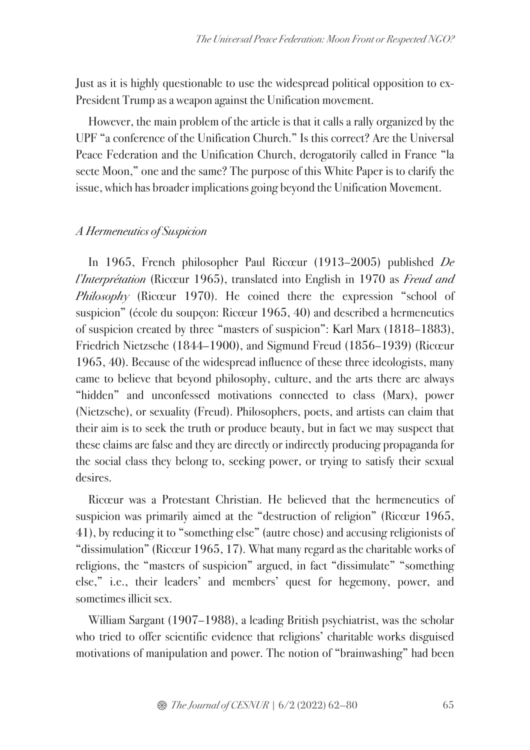Just as it is highly questionable to use the widespread political opposition to ex-President Trump as a weapon against the Unification movement.

However, the main problem of the article is that it calls a rally organized by the UPF "a conference of the Unification Church." Is this correct? Are the Universal Peace Federation and the Unification Church, derogatorily called in France "la secte Moon," one and the same? The purpose of this White Paper is to clarify the issue, which has broader implications going beyond the Unification Movement.

### *A Hermeneutics of Suspicion*

In 1965, French philosopher Paul Ricœur (1913–2005) published *De l'Interprétation* (Ricœur 1965), translated into English in 1970 as *Freud and Philosophy* (Ricœur 1970). He coined there the expression "school of suspicion" (école du soupçon: Ricœur 1965, 40) and described a hermeneutics of suspicion created by three "masters of suspicion": Karl Marx (1818–1883), Friedrich Nietzsche (1844–1900), and Sigmund Freud (1856–1939) (Ricœur 1965, 40). Because of the widespread influence of these three ideologists, many came to believe that beyond philosophy, culture, and the arts there are always "hidden" and unconfessed motivations connected to class (Marx), power (Nietzsche), or sexuality (Freud). Philosophers, poets, and artists can claim that their aim is to seek the truth or produce beauty, but in fact we may suspect that these claims are false and they are directly or indirectly producing propaganda for the social class they belong to, seeking power, or trying to satisfy their sexual desires.

Ricœur was a Protestant Christian. He believed that the hermeneutics of suspicion was primarily aimed at the "destruction of religion" (Ricœur 1965, 41), by reducing it to "something else" (autre chose) and accusing religionists of "dissimulation" (Ricœur 1965, 17). What many regard as the charitable works of religions, the "masters of suspicion" argued, in fact "dissimulate" "something else," i.e., their leaders' and members' quest for hegemony, power, and sometimes illicit sex.

William Sargant (1907–1988), a leading British psychiatrist, was the scholar who tried to offer scientific evidence that religions' charitable works disguised motivations of manipulation and power. The notion of "brainwashing" had been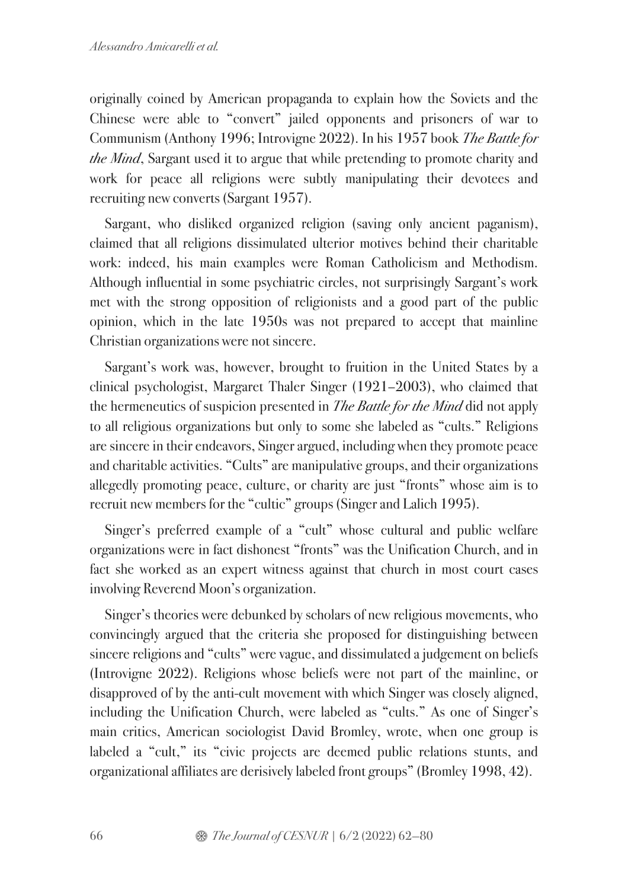originally coined by American propaganda to explain how the Soviets and the Chinese were able to "convert" jailed opponents and prisoners of war to Communism (Anthony 1996; Introvigne 2022). In his 1957 book *The Battle for the Mind*, Sargant used it to argue that while pretending to promote charity and work for peace all religions were subtly manipulating their devotees and recruiting new converts (Sargant 1957).

Sargant, who disliked organized religion (saving only ancient paganism), claimed that all religions dissimulated ulterior motives behind their charitable work: indeed, his main examples were Roman Catholicism and Methodism. Although influential in some psychiatric circles, not surprisingly Sargant's work met with the strong opposition of religionists and a good part of the public opinion, which in the late 1950s was not prepared to accept that mainline Christian organizations were not sincere.

Sargant's work was, however, brought to fruition in the United States by a clinical psychologist, Margaret Thaler Singer (1921–2003), who claimed that the hermeneutics of suspicion presented in *The Battle for the Mind* did not apply to all religious organizations but only to some she labeled as "cults." Religions are sincere in their endeavors, Singer argued, including when they promote peace and charitable activities. "Cults" are manipulative groups, and their organizations allegedly promoting peace, culture, or charity are just "fronts" whose aim is to recruit new members for the "cultic" groups (Singer and Lalich 1995).

Singer's preferred example of a "cult" whose cultural and public welfare organizations were in fact dishonest "fronts" was the Unification Church, and in fact she worked as an expert witness against that church in most court cases involving Reverend Moon's organization.

Singer's theories were debunked by scholars of new religious movements, who convincingly argued that the criteria she proposed for distinguishing between sincere religions and "cults" were vague, and dissimulated a judgement on beliefs (Introvigne 2022). Religions whose beliefs were not part of the mainline, or disapproved of by the anti-cult movement with which Singer was closely aligned, including the Unification Church, were labeled as "cults." As one of Singer's main critics, American sociologist David Bromley, wrote, when one group is labeled a "cult," its "civic projects are deemed public relations stunts, and organizational affiliates are derisively labeled front groups" (Bromley 1998, 42).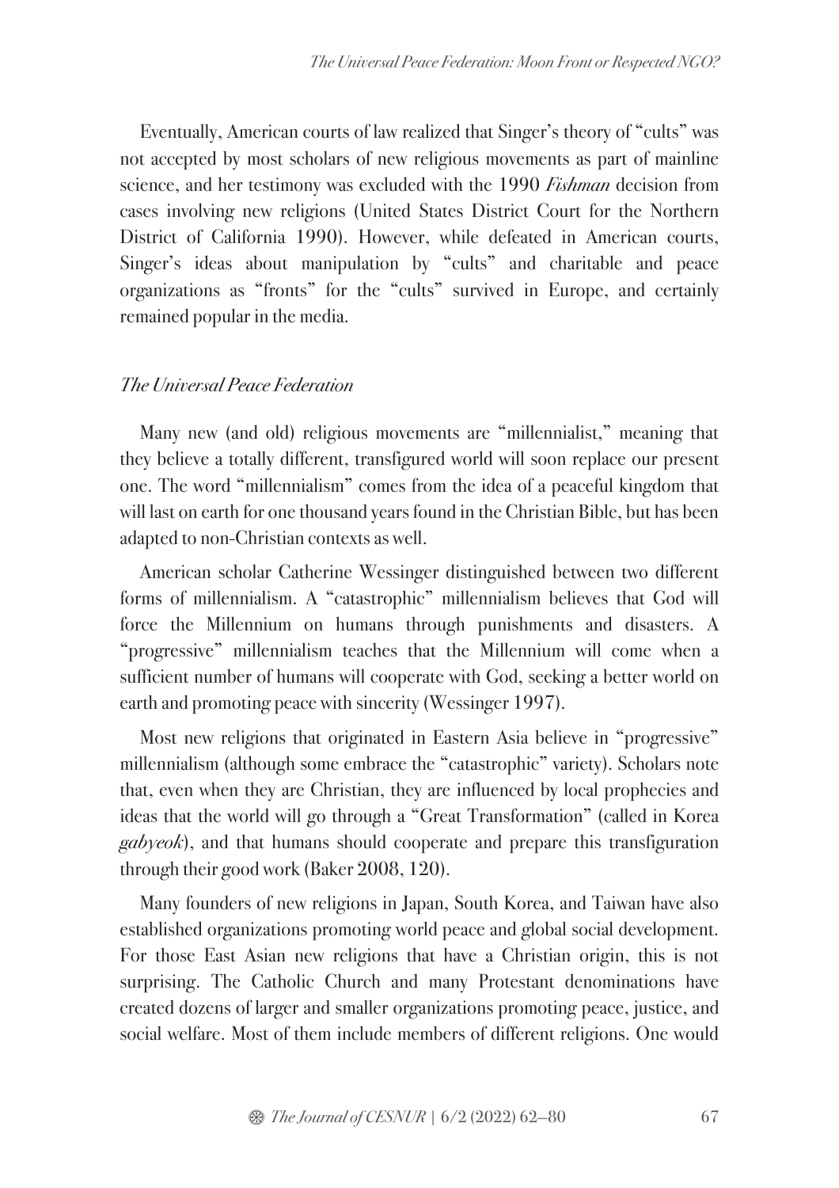Eventually, American courts of law realized that Singer's theory of "cults" was not accepted by most scholars of new religious movements as part of mainline science, and her testimony was excluded with the 1990 *Fishman* decision from cases involving new religions (United States District Court for the Northern District of California 1990). However, while defeated in American courts, Singer's ideas about manipulation by "cults" and charitable and peace organizations as "fronts" for the "cults" survived in Europe, and certainly remained popular in the media.

## *The Universal Peace Federation*

Many new (and old) religious movements are "millennialist," meaning that they believe a totally different, transfigured world will soon replace our present one. The word "millennialism" comes from the idea of a peaceful kingdom that will last on earth for one thousand years found in the Christian Bible, but has been adapted to non-Christian contexts as well.

American scholar Catherine Wessinger distinguished between two different forms of millennialism. A "catastrophic" millennialism believes that God will force the Millennium on humans through punishments and disasters. A "progressive" millennialism teaches that the Millennium will come when a sufficient number of humans will cooperate with God, seeking a better world on earth and promoting peace with sincerity (Wessinger 1997).

Most new religions that originated in Eastern Asia believe in "progressive" millennialism (although some embrace the "catastrophic" variety). Scholars note that, even when they are Christian, they are influenced by local prophecies and ideas that the world will go through a "Great Transformation" (called in Korea *gabyeok*), and that humans should cooperate and prepare this transfiguration through their good work (Baker 2008, 120).

Many founders of new religions in Japan, South Korea, and Taiwan have also established organizations promoting world peace and global social development. For those East Asian new religions that have a Christian origin, this is not surprising. The Catholic Church and many Protestant denominations have created dozens of larger and smaller organizations promoting peace, justice, and social welfare. Most of them include members of different religions. One would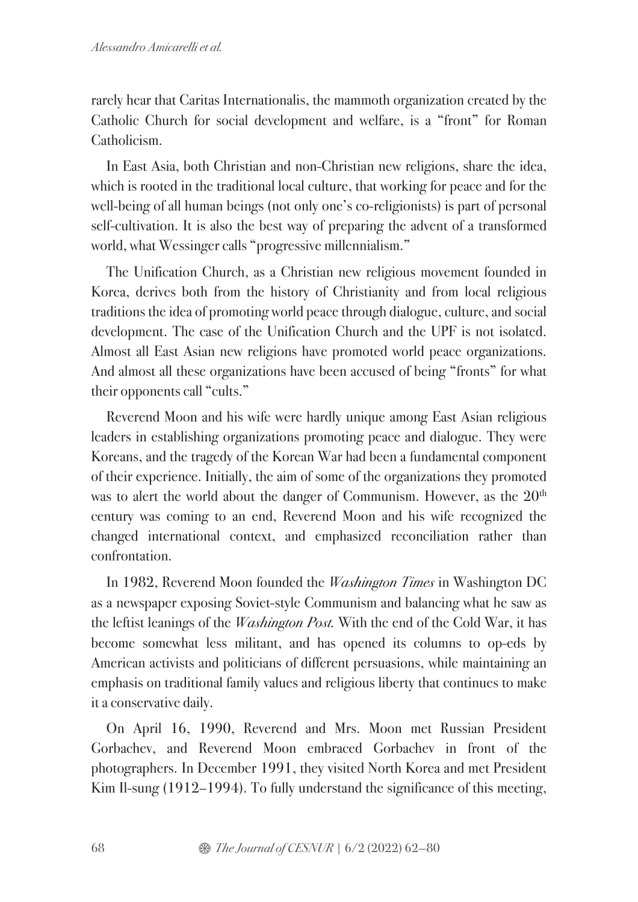rarely hear that Caritas Internationalis, the mammoth organization created by the Catholic Church for social development and welfare, is a "front" for Roman Catholicism.

In East Asia, both Christian and non-Christian new religions, share the idea, which is rooted in the traditional local culture, that working for peace and for the well-being of all human beings (not only one's co-religionists) is part of personal self-cultivation. It is also the best way of preparing the advent of a transformed world, what Wessinger calls "progressive millennialism."

The Unification Church, as a Christian new religious movement founded in Korea, derives both from the history of Christianity and from local religious traditions the idea of promoting world peace through dialogue, culture, and social development. The case of the Unification Church and the UPF is not isolated. Almost all East Asian new religions have promoted world peace organizations. And almost all these organizations have been accused of being "fronts" for what their opponents call "cults."

Reverend Moon and his wife were hardly unique among East Asian religious leaders in establishing organizations promoting peace and dialogue. They were Koreans, and the tragedy of the Korean War had been a fundamental component of their experience. Initially, the aim of some of the organizations they promoted was to alert the world about the danger of Communism. However, as the 20th century was coming to an end, Reverend Moon and his wife recognized the changed international context, and emphasized reconciliation rather than confrontation.

In 1982, Reverend Moon founded the *Washington Times* in Washington DC as a newspaper exposing Soviet-style Communism and balancing what he saw as the leftist leanings of the *Washington Post*. With the end of the Cold War, it has become somewhat less militant, and has opened its columns to op-eds by American activists and politicians of different persuasions, while maintaining an emphasis on traditional family values and religious liberty that continues to make it a conservative daily.

On April 16, 1990, Reverend and Mrs. Moon met Russian President Gorbachev, and Reverend Moon embraced Gorbachev in front of the photographers. In December 1991, they visited North Korea and met President Kim Il-sung (1912–1994). To fully understand the significance of this meeting,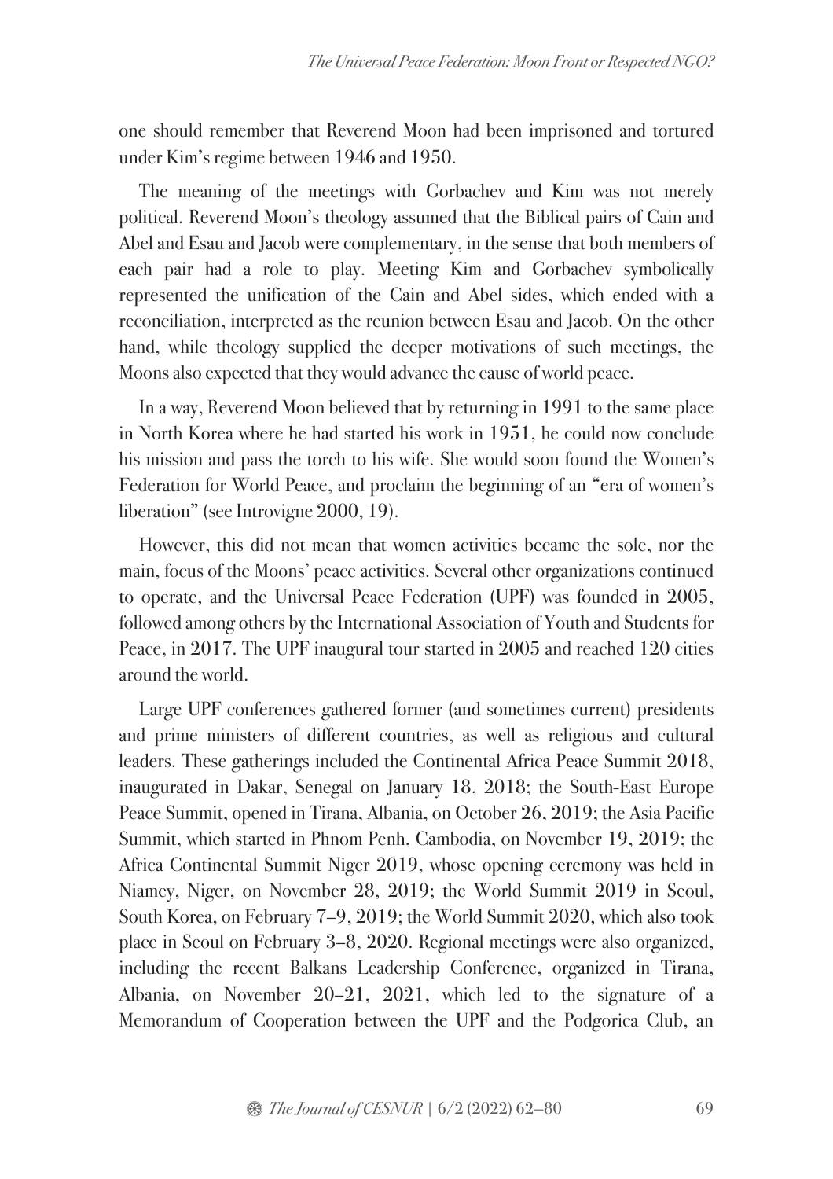one should remember that Reverend Moon had been imprisoned and tortured under Kim's regime between 1946 and 1950.

The meaning of the meetings with Gorbachev and Kim was not merely political. Reverend Moon's theology assumed that the Biblical pairs of Cain and Abel and Esau and Jacob were complementary, in the sense that both members of each pair had a role to play. Meeting Kim and Gorbachev symbolically represented the unification of the Cain and Abel sides, which ended with a reconciliation, interpreted as the reunion between Esau and Jacob. On the other hand, while theology supplied the deeper motivations of such meetings, the Moons also expected that they would advance the cause of world peace.

In a way, Reverend Moon believed that by returning in 1991 to the same place in North Korea where he had started his work in 1951, he could now conclude his mission and pass the torch to his wife. She would soon found the Women's Federation for World Peace, and proclaim the beginning of an "era of women's liberation" (see Introvigne 2000, 19).

However, this did not mean that women activities became the sole, nor the main, focus of the Moons' peace activities. Several other organizations continued to operate, and the Universal Peace Federation (UPF) was founded in 2005, followed among others by the International Association of Youth and Students for Peace, in 2017. The UPF inaugural tour started in 2005 and reached 120 cities around the world.

Large UPF conferences gathered former (and sometimes current) presidents and prime ministers of different countries, as well as religious and cultural leaders. These gatherings included the Continental Africa Peace Summit 2018, inaugurated in Dakar, Senegal on January 18, 2018; the South-East Europe Peace Summit, opened in Tirana, Albania, on October 26, 2019; the Asia Pacific Summit, which started in Phnom Penh, Cambodia, on November 19, 2019; the Africa Continental Summit Niger 2019, whose opening ceremony was held in Niamey, Niger, on November 28, 2019; the World Summit 2019 in Seoul, South Korea, on February 7–9, 2019; the World Summit 2020, which also took place in Seoul on February 3–8, 2020. Regional meetings were also organized, including the recent Balkans Leadership Conference, organized in Tirana, Albania, on November 20–21, 2021, which led to the signature of a Memorandum of Cooperation between the UPF and the Podgorica Club, an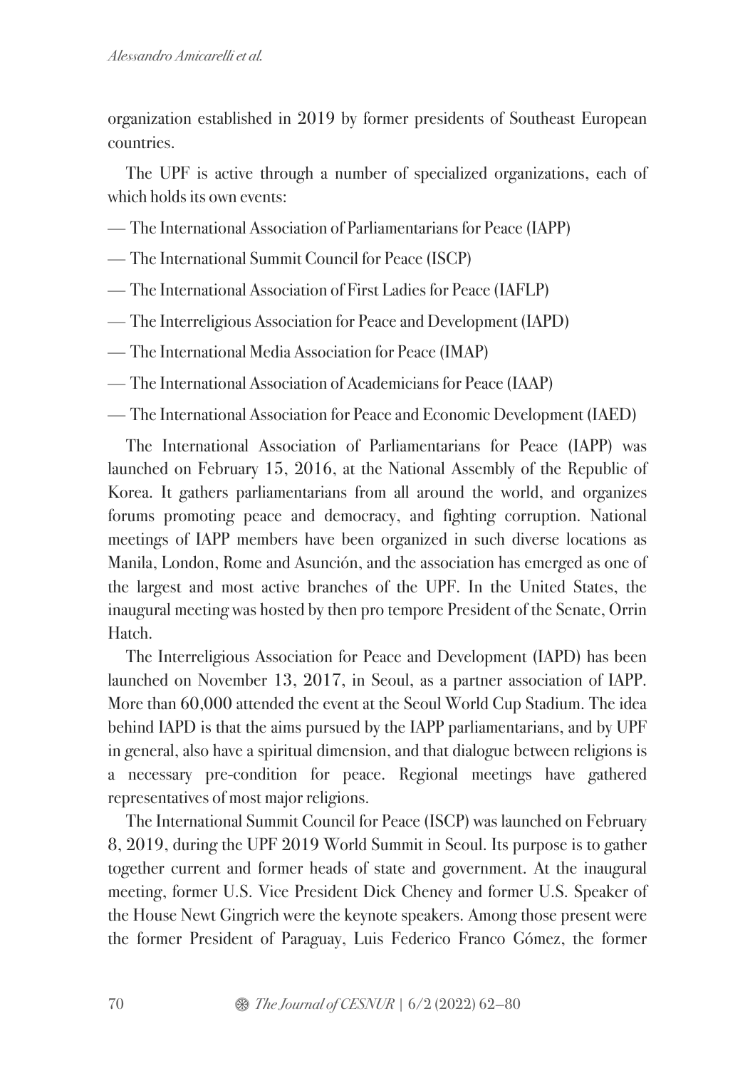organization established in 2019 by former presidents of Southeast European countries.

The UPF is active through a number of specialized organizations, each of which holds its own events:

— The International Association of Parliamentarians for Peace (IAPP)

— The International Summit Council for Peace (ISCP)

— The International Association of First Ladies for Peace (IAFLP)

— The Interreligious Association for Peace and Development (IAPD)

— The International Media Association for Peace (IMAP)

— The International Association of Academicians for Peace (IAAP)

— The International Association for Peace and Economic Development (IAED)

The International Association of Parliamentarians for Peace (IAPP) was launched on February 15, 2016, at the National Assembly of the Republic of Korea. It gathers parliamentarians from all around the world, and organizes forums promoting peace and democracy, and fighting corruption. National meetings of IAPP members have been organized in such diverse locations as Manila, London, Rome and Asunción, and the association has emerged as one of the largest and most active branches of the UPF. In the United States, the inaugural meeting was hosted by then pro tempore President of the Senate, Orrin Hatch.

The Interreligious Association for Peace and Development (IAPD) has been launched on November 13, 2017, in Seoul, as a partner association of IAPP. More than 60,000 attended the event at the Seoul World Cup Stadium. The idea behind IAPD is that the aims pursued by the IAPP parliamentarians, and by UPF in general, also have a spiritual dimension, and that dialogue between religions is a necessary pre-condition for peace. Regional meetings have gathered representatives of most major religions.

The International Summit Council for Peace (ISCP) was launched on February 8, 2019, during the UPF 2019 World Summit in Seoul. Its purpose is to gather together current and former heads of state and government. At the inaugural meeting, former U.S. Vice President Dick Cheney and former U.S. Speaker of the House Newt Gingrich were the keynote speakers. Among those present were the former President of Paraguay, Luis Federico Franco Gómez, the former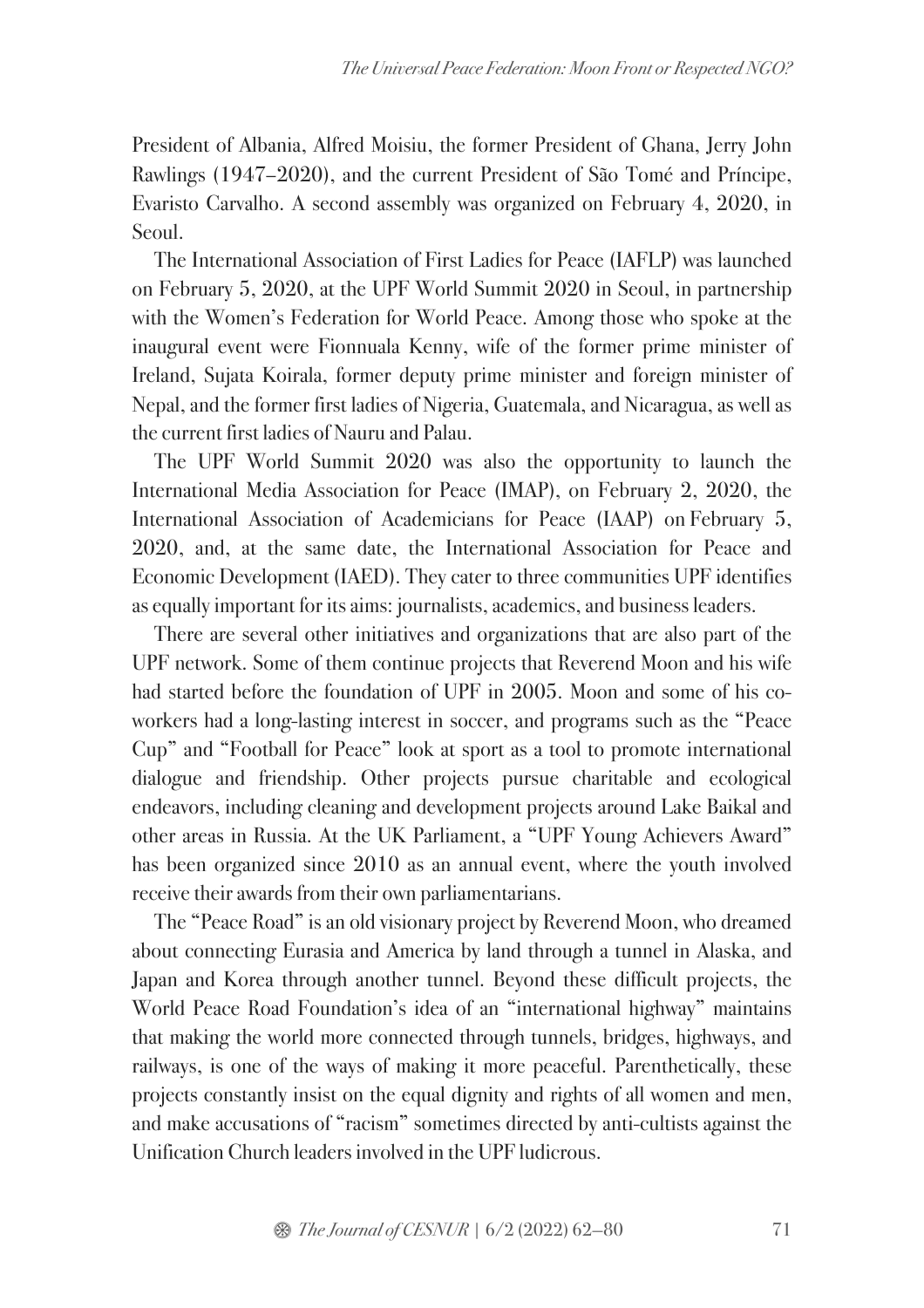President of Albania, Alfred Moisiu, the former President of Ghana, Jerry John Rawlings (1947–2020), and the current President of São Tomé and Príncipe, Evaristo Carvalho. A second assembly was organized on February 4, 2020, in Seoul.

The International Association of First Ladies for Peace (IAFLP) was launched on February 5, 2020, at the UPF World Summit 2020 in Seoul, in partnership with the Women's Federation for World Peace. Among those who spoke at the inaugural event were Fionnuala Kenny, wife of the former prime minister of Ireland, Sujata Koirala, former deputy prime minister and foreign minister of Nepal, and the former first ladies of Nigeria, Guatemala, and Nicaragua, as well as the current first ladies of Nauru and Palau.

The UPF World Summit 2020 was also the opportunity to launch the International Media Association for Peace (IMAP), on February 2, 2020, the International Association of Academicians for Peace (IAAP) on February 5, 2020, and, at the same date, the International Association for Peace and Economic Development (IAED). They cater to three communities UPF identifies as equally important for its aims: journalists, academics, and business leaders.

There are several other initiatives and organizations that are also part of the UPF network. Some of them continue projects that Reverend Moon and his wife had started before the foundation of UPF in 2005. Moon and some of his co-workers had a long-lasting interest in soccer, and programs such as the "Peace Cup" and "Football for Peace" look at sport as a tool to promote international dialogue and friendship. Other projects pursue charitable and ecological endeavors, including cleaning and development projects around Lake Baikal and other areas in Russia. At the UK Parliament, a "UPF Young Achievers Award" has been organized since 2010 as an annual event, where the youth involved receive their awards from their own parliamentarians.

The "Peace Road" is an old visionary project by Reverend Moon, who dreamed about connecting Eurasia and America by land through a tunnel in Alaska, and Japan and Korea through another tunnel. Beyond these difficult projects, the World Peace Road Foundation's idea of an "international highway" maintains that making the world more connected through tunnels, bridges, highways, and railways, is one of the ways of making it more peaceful. Parenthetically, these projects constantly insist on the equal dignity and rights of all women and men, and make accusations of "racism" sometimes directed by anti-cultists against the Unification Church leaders involved in the UPF ludicrous.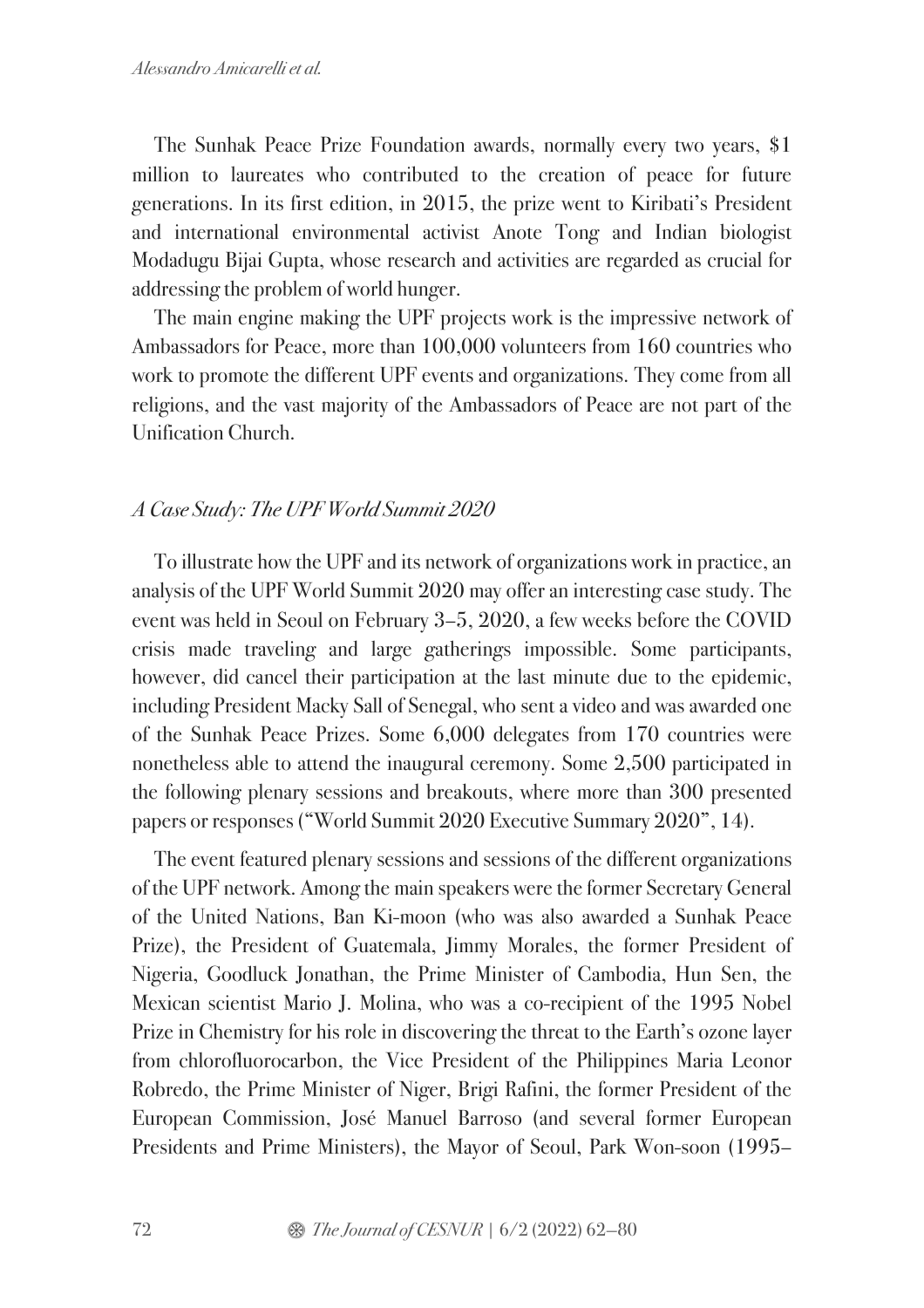The Sunhak Peace Prize Foundation awards, normally every two years, $1 million to laureates who contributed to the creation of peace for future generations. In its first edition, in 2015, the prize went to Kiribati's President and international environmental activist Anote Tong and Indian biologist Modadugu Bijai Gupta, whose research and activities are regarded as crucial for addressing the problem of world hunger.

The main engine making the UPF projects work is the impressive network of Ambassadors for Peace, more than 100,000 volunteers from 160 countries who work to promote the different UPF events and organizations. They come from all religions, and the vast majority of the Ambassadors of Peace are not part of the Unification Church.

### *A Case Study: The UPF World Summit 2020*

To illustrate how the UPF and its network of organizations work in practice, an analysis of the UPF World Summit 2020 may offer an interesting case study. The event was held in Seoul on February 3–5, 2020, a few weeks before the COVID crisis made traveling and large gatherings impossible. Some participants, however, did cancel their participation at the last minute due to the epidemic, including President Macky Sall of Senegal, who sent a video and was awarded one of the Sunhak Peace Prizes. Some 6,000 delegates from 170 countries were nonetheless able to attend the inaugural ceremony. Some 2,500 participated in the following plenary sessions and breakouts, where more than 300 presented papers or responses ("World Summit 2020 Executive Summary 2020", 14).

The event featured plenary sessions and sessions of the different organizations of the UPF network. Among the main speakers were the former Secretary General of the United Nations, Ban Ki-moon (who was also awarded a Sunhak Peace Prize), the President of Guatemala, Jimmy Morales, the former President of Nigeria, Goodluck Jonathan, the Prime Minister of Cambodia, Hun Sen, the Mexican scientist Mario J. Molina, who was a co-recipient of the 1995 Nobel Prize in Chemistry for his role in discovering the threat to the Earth's ozone layer from chlorofluorocarbon, the Vice President of the Philippines Maria Leonor Robredo, the Prime Minister of Niger, Brigi Rafini, the former President of the European Commission, José Manuel Barroso (and several former European Presidents and Prime Ministers), the Mayor of Seoul, Park Won-soon (1995–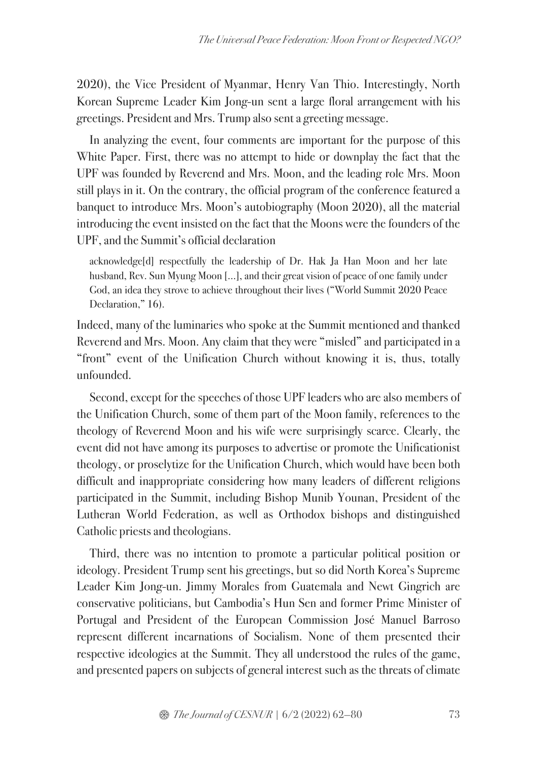2020), the Vice President of Myanmar, Henry Van Thio. Interestingly, North Korean Supreme Leader Kim Jong-un sent a large floral arrangement with his greetings. President and Mrs. Trump also sent a greeting message.

In analyzing the event, four comments are important for the purpose of this White Paper. First, there was no attempt to hide or downplay the fact that the UPF was founded by Reverend and Mrs. Moon, and the leading role Mrs. Moon still plays in it. On the contrary, the official program of the conference featured a banquet to introduce Mrs. Moon's autobiography (Moon 2020), all the material introducing the event insisted on the fact that the Moons were the founders of the UPF, and the Summit's official declaration

> acknowledge[d] respectfully the leadership of Dr. Hak Ja Han Moon and her late husband, Rev. Sun Myung Moon [...], and their great vision of peace of one family under God, an idea they strove to achieve throughout their lives ("World Summit 2020 Peace Declaration," 16).

Indeed, many of the luminaries who spoke at the Summit mentioned and thanked Reverend and Mrs. Moon. Any claim that they were "misled" and participated in a "front" event of the Unification Church without knowing it is, thus, totally unfounded.

Second, except for the speeches of those UPF leaders who are also members of the Unification Church, some of them part of the Moon family, references to the theology of Reverend Moon and his wife were surprisingly scarce. Clearly, the event did not have among its purposes to advertise or promote the Unificationist theology, or proselytize for the Unification Church, which would have been both difficult and inappropriate considering how many leaders of different religions participated in the Summit, including Bishop Munib Younan, President of the Lutheran World Federation, as well as Orthodox bishops and distinguished Catholic priests and theologians.

Third, there was no intention to promote a particular political position or ideology. President Trump sent his greetings, but so did North Korea's Supreme Leader Kim Jong-un. Jimmy Morales from Guatemala and Newt Gingrich are conservative politicians, but Cambodia's Hun Sen and former Prime Minister of Portugal and President of the European Commission José Manuel Barroso represent different incarnations of Socialism. None of them presented their respective ideologies at the Summit. They all understood the rules of the game, and presented papers on subjects of general interest such as the threats of climate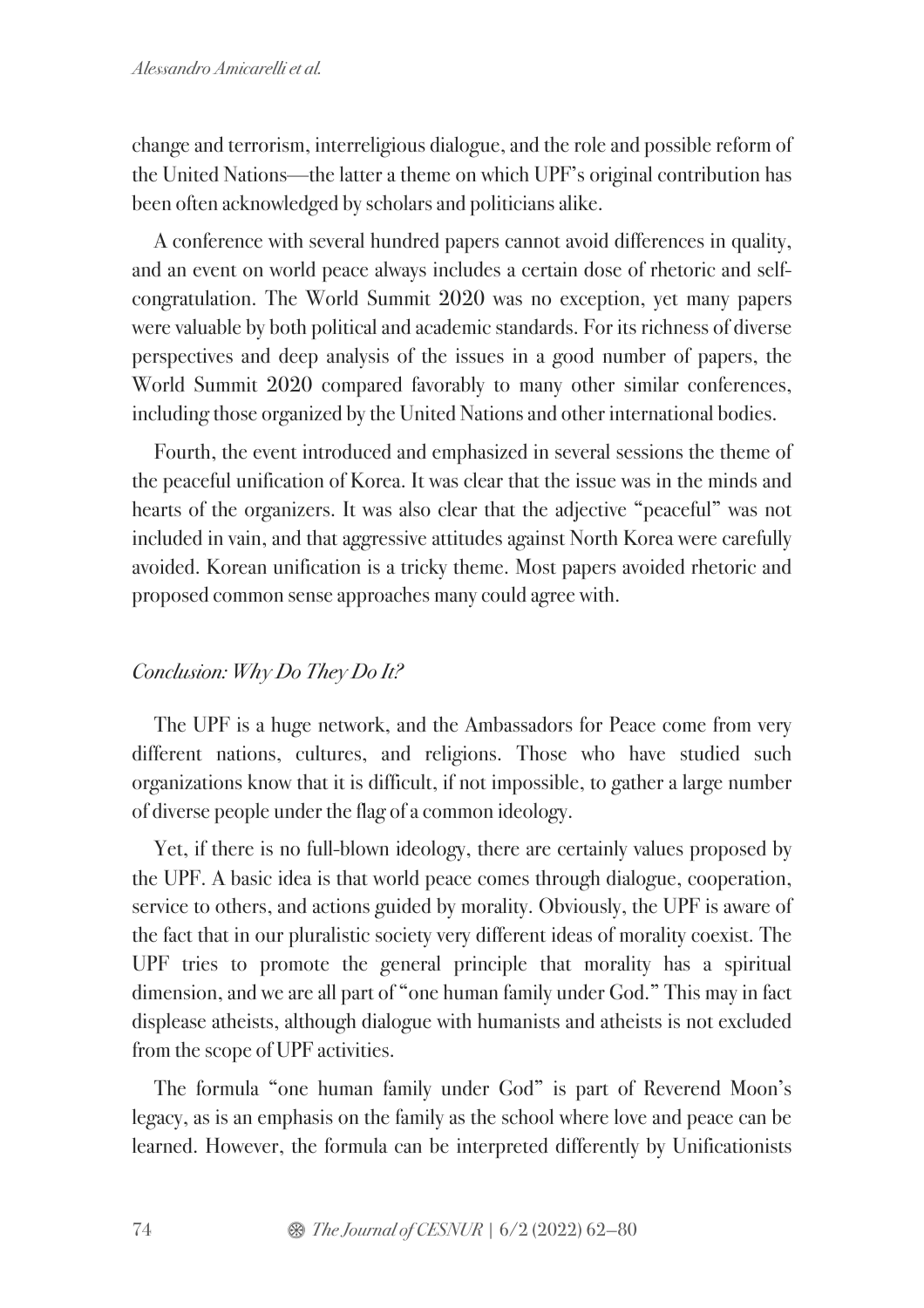change and terrorism, interreligious dialogue, and the role and possible reform of the United Nations—the latter a theme on which UPF's original contribution has been often acknowledged by scholars and politicians alike.

A conference with several hundred papers cannot avoid differences in quality, and an event on world peace always includes a certain dose of rhetoric and self-congratulation. The World Summit 2020 was no exception, yet many papers were valuable by both political and academic standards. For its richness of diverse perspectives and deep analysis of the issues in a good number of papers, the World Summit 2020 compared favorably to many other similar conferences, including those organized by the United Nations and other international bodies.

Fourth, the event introduced and emphasized in several sessions the theme of the peaceful unification of Korea. It was clear that the issue was in the minds and hearts of the organizers. It was also clear that the adjective "peaceful" was not included in vain, and that aggressive attitudes against North Korea were carefully avoided. Korean unification is a tricky theme. Most papers avoided rhetoric and proposed common sense approaches many could agree with.

## *Conclusion: Why Do They Do It?*

The UPF is a huge network, and the Ambassadors for Peace come from very different nations, cultures, and religions. Those who have studied such organizations know that it is difficult, if not impossible, to gather a large number of diverse people under the flag of a common ideology.

Yet, if there is no full-blown ideology, there are certainly values proposed by the UPF. A basic idea is that world peace comes through dialogue, cooperation, service to others, and actions guided by morality. Obviously, the UPF is aware of the fact that in our pluralistic society very different ideas of morality coexist. The UPF tries to promote the general principle that morality has a spiritual dimension, and we are all part of "one human family under God." This may in fact displease atheists, although dialogue with humanists and atheists is not excluded from the scope of UPF activities.

The formula "one human family under God" is part of Reverend Moon's legacy, as is an emphasis on the family as the school where love and peace can be learned. However, the formula can be interpreted differently by Unificationists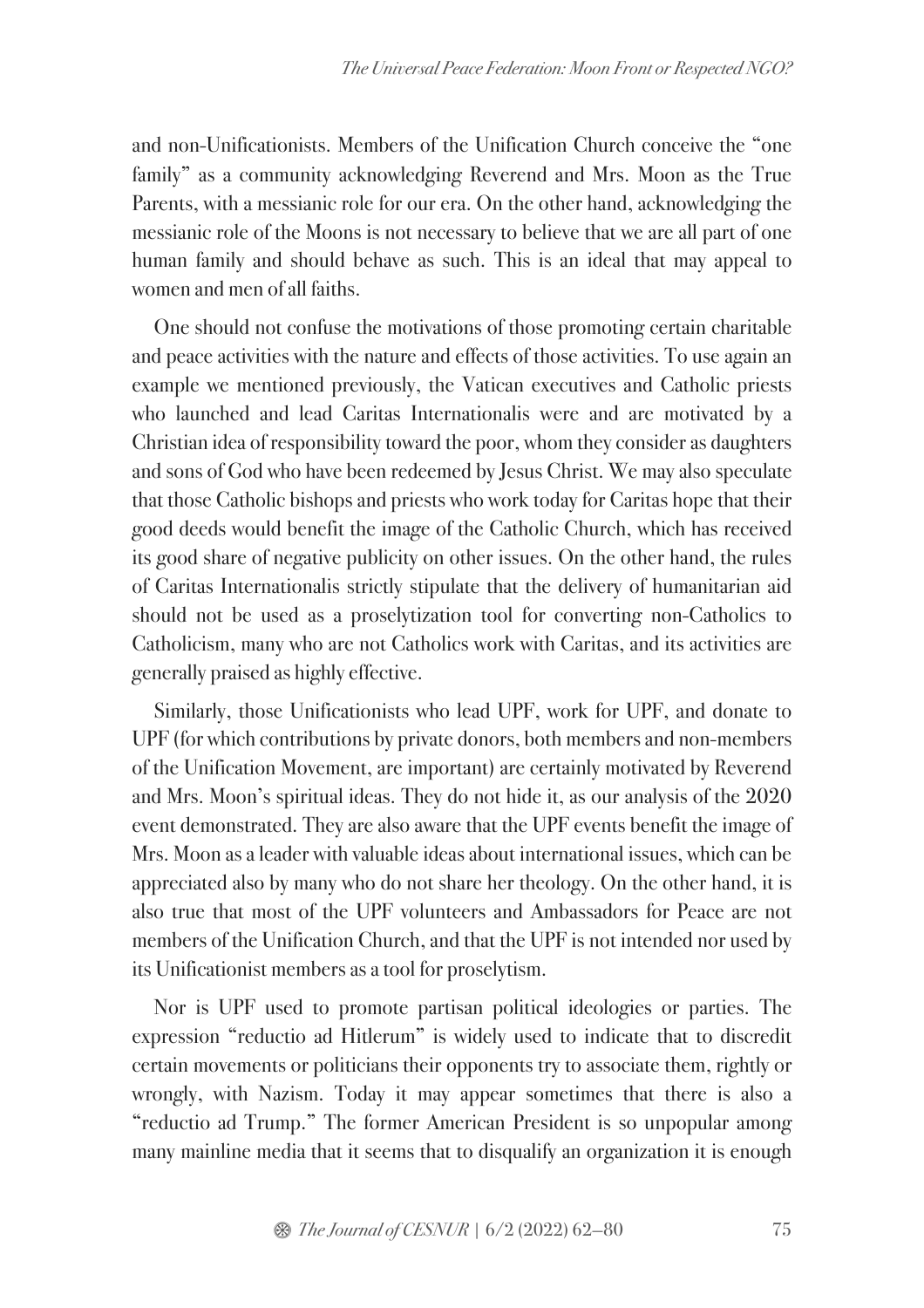and non-Unificationists. Members of the Unification Church conceive the "one family" as a community acknowledging Reverend and Mrs. Moon as the True Parents, with a messianic role for our era. On the other hand, acknowledging the messianic role of the Moons is not necessary to believe that we are all part of one human family and should behave as such. This is an ideal that may appeal to women and men of all faiths.

One should not confuse the motivations of those promoting certain charitable and peace activities with the nature and effects of those activities. To use again an example we mentioned previously, the Vatican executives and Catholic priests who launched and lead Caritas Internationalis were and are motivated by a Christian idea of responsibility toward the poor, whom they consider as daughters and sons of God who have been redeemed by Jesus Christ. We may also speculate that those Catholic bishops and priests who work today for Caritas hope that their good deeds would benefit the image of the Catholic Church, which has received its good share of negative publicity on other issues. On the other hand, the rules of Caritas Internationalis strictly stipulate that the delivery of humanitarian aid should not be used as a proselytization tool for converting non-Catholics to Catholicism, many who are not Catholics work with Caritas, and its activities are generally praised as highly effective.

Similarly, those Unificationists who lead UPF, work for UPF, and donate to UPF (for which contributions by private donors, both members and non-members of the Unification Movement, are important) are certainly motivated by Reverend and Mrs. Moon's spiritual ideas. They do not hide it, as our analysis of the 2020 event demonstrated. They are also aware that the UPF events benefit the image of Mrs. Moon as a leader with valuable ideas about international issues, which can be appreciated also by many who do not share her theology. On the other hand, it is also true that most of the UPF volunteers and Ambassadors for Peace are not members of the Unification Church, and that the UPF is not intended nor used by its Unificationist members as a tool for proselytism.

Nor is UPF used to promote partisan political ideologies or parties. The expression "reductio ad Hitlerum" is widely used to indicate that to discredit certain movements or politicians their opponents try to associate them, rightly or wrongly, with Nazism. Today it may appear sometimes that there is also a "reductio ad Trump." The former American President is so unpopular among many mainline media that it seems that to disqualify an organization it is enough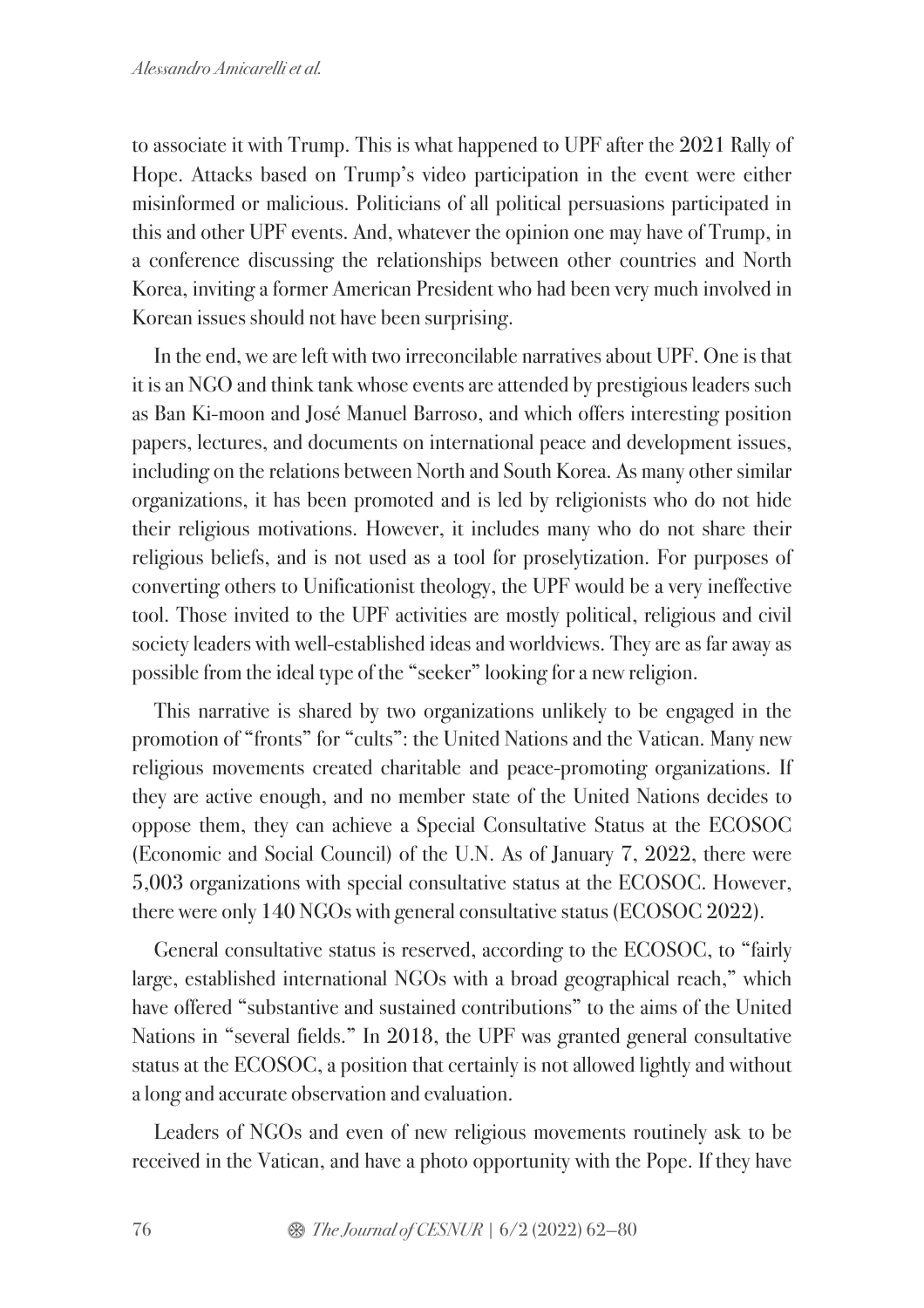to associate it with Trump. This is what happened to UPF after the 2021 Rally of Hope. Attacks based on Trump's video participation in the event were either misinformed or malicious. Politicians of all political persuasions participated in this and other UPF events. And, whatever the opinion one may have of Trump, in a conference discussing the relationships between other countries and North Korea, inviting a former American President who had been very much involved in Korean issues should not have been surprising.

In the end, we are left with two irreconcilable narratives about UPF. One is that it is an NGO and think tank whose events are attended by prestigious leaders such as Ban Ki-moon and José Manuel Barroso, and which offers interesting position papers, lectures, and documents on international peace and development issues, including on the relations between North and South Korea. As many other similar organizations, it has been promoted and is led by religionists who do not hide their religious motivations. However, it includes many who do not share their religious beliefs, and is not used as a tool for proselytization. For purposes of converting others to Unificationist theology, the UPF would be a very ineffective tool. Those invited to the UPF activities are mostly political, religious and civil society leaders with well-established ideas and worldviews. They are as far away as possible from the ideal type of the "seeker" looking for a new religion.

This narrative is shared by two organizations unlikely to be engaged in the promotion of "fronts" for "cults": the United Nations and the Vatican. Many new religious movements created charitable and peace-promoting organizations. If they are active enough, and no member state of the United Nations decides to oppose them, they can achieve a Special Consultative Status at the ECOSOC (Economic and Social Council) of the U.N. As of January 7, 2022, there were 5,003 organizations with special consultative status at the ECOSOC. However, there were only 140 NGOs with general consultative status (ECOSOC 2022).

General consultative status is reserved, according to the ECOSOC, to "fairly large, established international NGOs with a broad geographical reach," which have offered "substantive and sustained contributions" to the aims of the United Nations in "several fields." In 2018, the UPF was granted general consultative status at the ECOSOC, a position that certainly is not allowed lightly and without a long and accurate observation and evaluation.

Leaders of NGOs and even of new religious movements routinely ask to be received in the Vatican, and have a photo opportunity with the Pope. If they have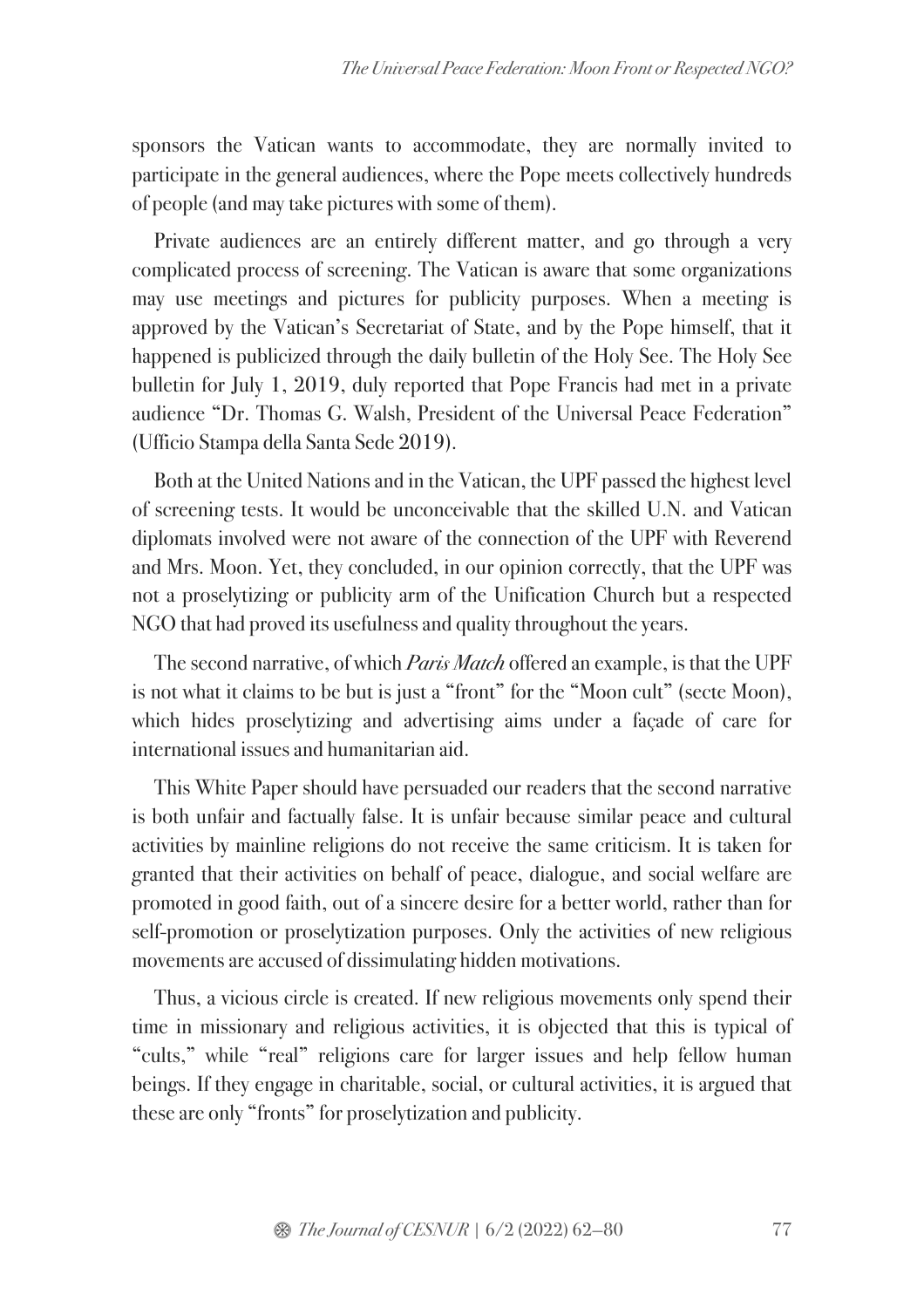sponsors the Vatican wants to accommodate, they are normally invited to participate in the general audiences, where the Pope meets collectively hundreds of people (and may take pictures with some of them).

Private audiences are an entirely different matter, and go through a very complicated process of screening. The Vatican is aware that some organizations may use meetings and pictures for publicity purposes. When a meeting is approved by the Vatican's Secretariat of State, and by the Pope himself, that it happened is publicized through the daily bulletin of the Holy See. The Holy See bulletin for July 1, 2019, duly reported that Pope Francis had met in a private audience "Dr. Thomas G. Walsh, President of the Universal Peace Federation" (Ufficio Stampa della Santa Sede 2019).

Both at the United Nations and in the Vatican, the UPF passed the highest level of screening tests. It would be unconceivable that the skilled U.N. and Vatican diplomats involved were not aware of the connection of the UPF with Reverend and Mrs. Moon. Yet, they concluded, in our opinion correctly, that the UPF was not a proselytizing or publicity arm of the Unification Church but a respected NGO that had proved its usefulness and quality throughout the years.

The second narrative, of which *Paris Match* offered an example, is that the UPF is not what it claims to be but is just a "front" for the "Moon cult" (secte Moon), which hides proselytizing and advertising aims under a façade of care for international issues and humanitarian aid.

This White Paper should have persuaded our readers that the second narrative is both unfair and factually false. It is unfair because similar peace and cultural activities by mainline religions do not receive the same criticism. It is taken for granted that their activities on behalf of peace, dialogue, and social welfare are promoted in good faith, out of a sincere desire for a better world, rather than for self-promotion or proselytization purposes. Only the activities of new religious movements are accused of dissimulating hidden motivations.

Thus, a vicious circle is created. If new religious movements only spend their time in missionary and religious activities, it is objected that this is typical of "cults," while "real" religions care for larger issues and help fellow human beings. If they engage in charitable, social, or cultural activities, it is argued that these are only "fronts" for proselytization and publicity.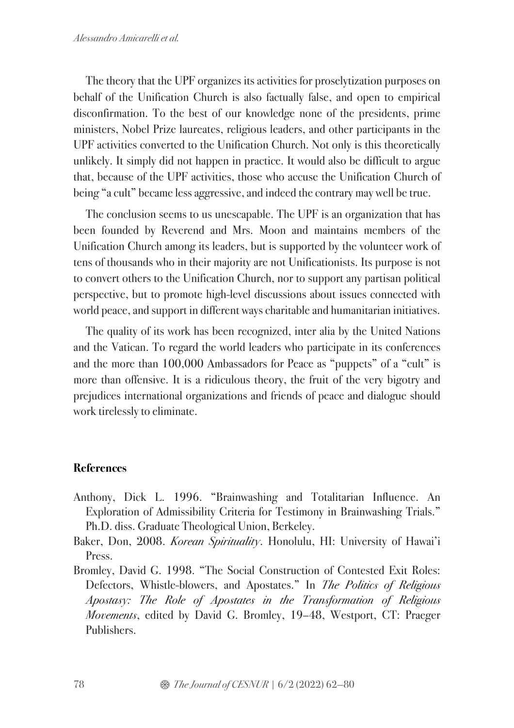The theory that the UPF organizes its activities for proselytization purposes on behalf of the Unification Church is also factually false, and open to empirical disconfirmation. To the best of our knowledge none of the presidents, prime ministers, Nobel Prize laureates, religious leaders, and other participants in the UPF activities converted to the Unification Church. Not only is this theoretically unlikely. It simply did not happen in practice. It would also be difficult to argue that, because of the UPF activities, those who accuse the Unification Church of being "a cult" became less aggressive, and indeed the contrary may well be true.

The conclusion seems to us unescapable. The UPF is an organization that has been founded by Reverend and Mrs. Moon and maintains members of the Unification Church among its leaders, but is supported by the volunteer work of tens of thousands who in their majority are not Unificationists. Its purpose is not to convert others to the Unification Church, nor to support any partisan political perspective, but to promote high-level discussions about issues connected with world peace, and support in different ways charitable and humanitarian initiatives.

The quality of its work has been recognized, inter alia by the United Nations and the Vatican. To regard the world leaders who participate in its conferences and the more than 100,000 Ambassadors for Peace as "puppets" of a "cult" is more than offensive. It is a ridiculous theory, the fruit of the very bigotry and prejudices international organizations and friends of peace and dialogue should work tirelessly to eliminate.

## References

Anthony, Dick L. 1996. "Brainwashing and Totalitarian Influence. An Exploration of Admissibility Criteria for Testimony in Brainwashing Trials." Ph.D. diss. Graduate Theological Union, Berkeley.

Baker, Don, 2008. *Korean Spirituality*. Honolulu, HI: University of Hawai'i Press.

Bromley, David G. 1998. "The Social Construction of Contested Exit Roles: Defectors, Whistle-blowers, and Apostates." In *The Politics of Religious Apostasy: The Role of Apostates in the Transformation of Religious Movements*, edited by David G. Bromley, 19–48, Westport, CT: Praeger Publishers.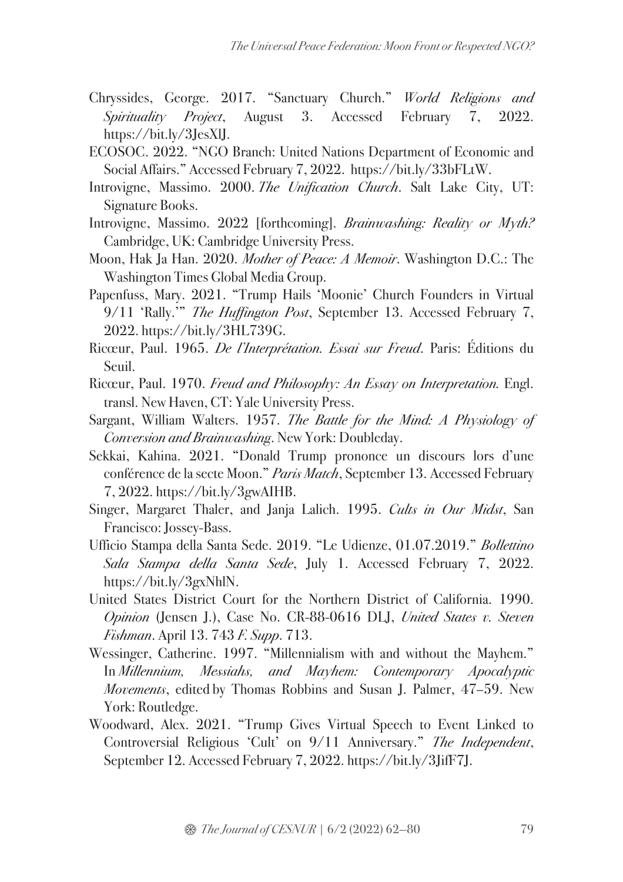Chryssides, George. 2017. "Sanctuary Church." *World Religions and Spirituality Project*, August 3. Accessed February 7, 2022. https://bit.ly/3JesXlJ.

ECOSOC. 2022. "NGO Branch: United Nations Department of Economic and Social Affairs." Accessed February 7, 2022. https://bit.ly/33bFLtW.

Introvigne, Massimo. 2000. *The Unification Church*. Salt Lake City, UT: Signature Books.

Introvigne, Massimo. 2022 [forthcoming]. *Brainwashing: Reality or Myth?* Cambridge, UK: Cambridge University Press.

Moon, Hak Ja Han. 2020. *Mother of Peace: A Memoir*. Washington D.C.: The Washington Times Global Media Group.

Papenfuss, Mary. 2021. "Trump Hails 'Moonie' Church Founders in Virtual 9/11 'Rally.'" *The Huffington Post*, September 13. Accessed February 7, 2022. https://bit.ly/3HL739G.

Ricœur, Paul. 1965. *De l'Interprétation. Essai sur Freud*. Paris: Éditions du Seuil.

Ricœur, Paul. 1970. *Freud and Philosophy: An Essay on Interpretation.* Engl. transl. New Haven, CT: Yale University Press.

Sargant, William Walters. 1957. *The Battle for the Mind: A Physiology of Conversion and Brainwashing*. New York: Doubleday.

Sekkai, Kahina. 2021. "Donald Trump prononce un discours lors d'une conférence de la secte Moon." *Paris Match*, September 13. Accessed February 7, 2022. https://bit.ly/3gwAIHB.

Singer, Margaret Thaler, and Janja Lalich. 1995. *Cults in Our Midst*, San Francisco: Jossey-Bass.

Ufficio Stampa della Santa Sede. 2019. "Le Udienze, 01.07.2019." *Bollettino Sala Stampa della Santa Sede*, July 1. Accessed February 7, 2022. https://bit.ly/3gxNhlN.

United States District Court for the Northern District of California. 1990. *Opinion* (Jensen J.), Case No. CR-88-0616 DLJ, *United States v. Steven Fishman*. April 13. 743 *F. Supp*. 713.

Wessinger, Catherine. 1997. "Millennialism with and without the Mayhem." In *Millennium, Messiahs, and Mayhem: Contemporary Apocalyptic Movements*, edited by Thomas Robbins and Susan J. Palmer, 47–59. New York: Routledge.

Woodward, Alex. 2021. "Trump Gives Virtual Speech to Event Linked to Controversial Religious 'Cult' on 9/11 Anniversary." *The Independent*, September 12. Accessed February 7, 2022. https://bit.ly/3JifF7J.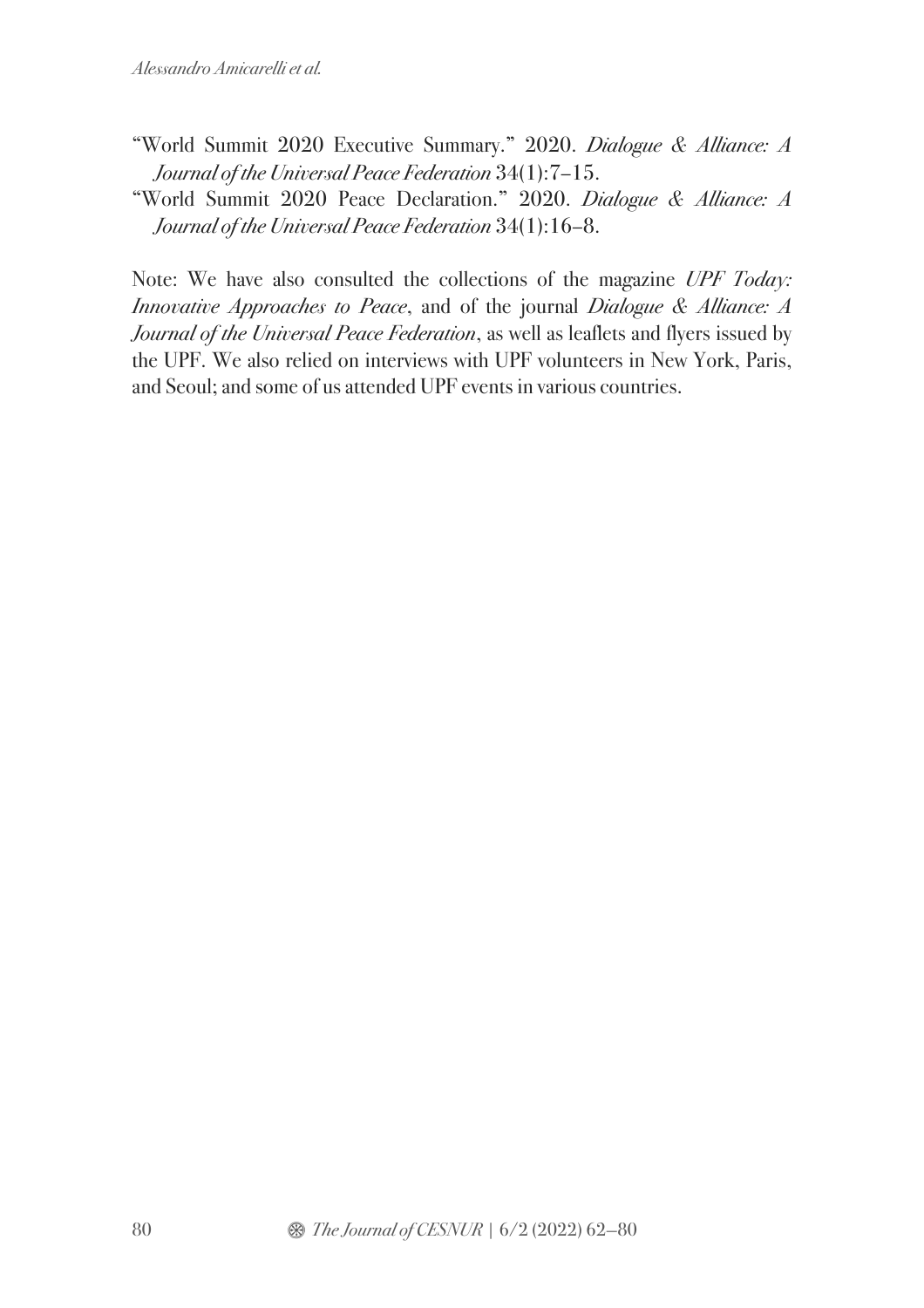"World Summit 2020 Executive Summary." 2020. *Dialogue & Alliance: A Journal of the Universal Peace Federation* 34(1):7–15.

"World Summit 2020 Peace Declaration." 2020. *Dialogue & Alliance: A Journal of the Universal Peace Federation* 34(1):16–8.

Note: We have also consulted the collections of the magazine *UPF Today: Innovative Approaches to Peace*, and of the journal *Dialogue & Alliance: A Journal of the Universal Peace Federation*, as well as leaflets and flyers issued by the UPF. We also relied on interviews with UPF volunteers in New York, Paris, and Seoul; and some of us attended UPF events in various countries.